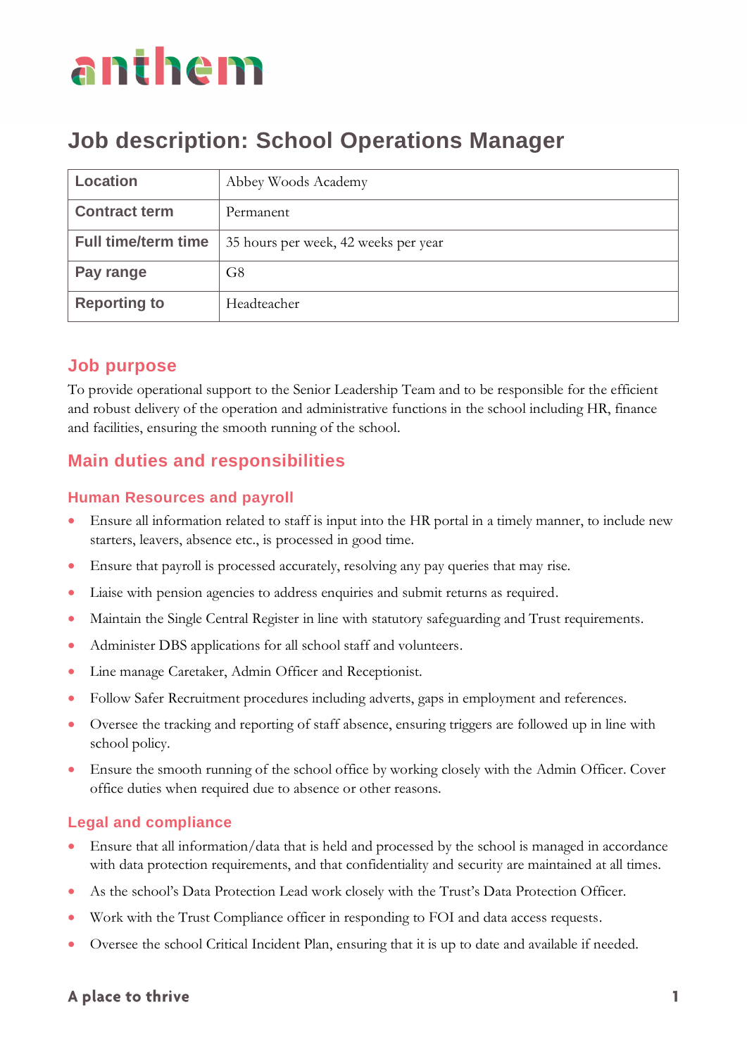anthem

# Job description: School Operations Manager

| Location | Abbey Woods Academy |
|---|---|
| Contract term | Permanent |
| Full time/term time | 35 hours per week, 42 weeks per year |
| Pay range | G8 |
| Reporting to | Headteacher |

## Job purpose

To provide operational support to the Senior Leadership Team and to be responsible for the efficient and robust delivery of the operation and administrative functions in the school including HR, finance and facilities, ensuring the smooth running of the school.

## Main duties and responsibilities

### Human Resources and payroll

- Ensure all information related to staff is input into the HR portal in a timely manner, to include new starters, leavers, absence etc., is processed in good time.
- Ensure that payroll is processed accurately, resolving any pay queries that may rise.
- Liaise with pension agencies to address enquiries and submit returns as required.
- Maintain the Single Central Register in line with statutory safeguarding and Trust requirements.
- Administer DBS applications for all school staff and volunteers.
- Line manage Caretaker, Admin Officer and Receptionist.
- Follow Safer Recruitment procedures including adverts, gaps in employment and references.
- Oversee the tracking and reporting of staff absence, ensuring triggers are followed up in line with school policy.
- Ensure the smooth running of the school office by working closely with the Admin Officer. Cover office duties when required due to absence or other reasons.

### Legal and compliance

- Ensure that all information/data that is held and processed by the school is managed in accordance with data protection requirements, and that confidentiality and security are maintained at all times.
- As the school's Data Protection Lead work closely with the Trust's Data Protection Officer.
- Work with the Trust Compliance officer in responding to FOI and data access requests.
- Oversee the school Critical Incident Plan, ensuring that it is up to date and available if needed.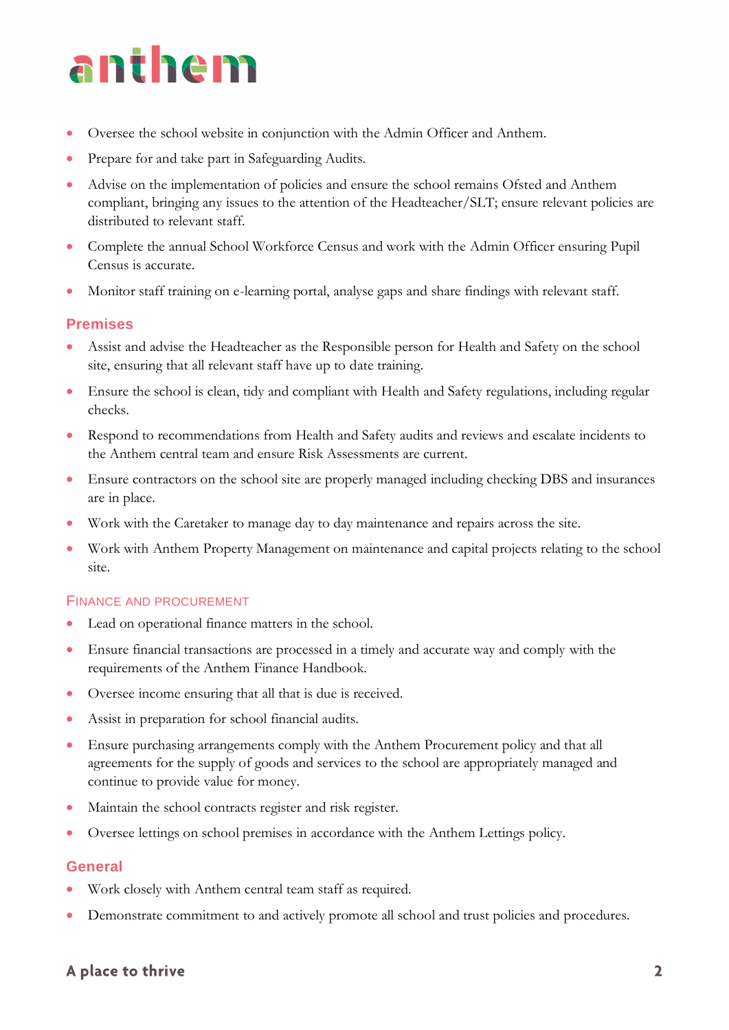- Oversee the school website in conjunction with the Admin Officer and Anthem.
- Prepare for and take part in Safeguarding Audits.
- Advise on the implementation of policies and ensure the school remains Ofsted and Anthem compliant, bringing any issues to the attention of the Headteacher/SLT; ensure relevant policies are distributed to relevant staff.
- Complete the annual School Workforce Census and work with the Admin Officer ensuring Pupil Census is accurate.
- Monitor staff training on e-learning portal, analyse gaps and share findings with relevant staff.

## Premises

- Assist and advise the Headteacher as the Responsible person for Health and Safety on the school site, ensuring that all relevant staff have up to date training.
- Ensure the school is clean, tidy and compliant with Health and Safety regulations, including regular checks.
- Respond to recommendations from Health and Safety audits and reviews and escalate incidents to the Anthem central team and ensure Risk Assessments are current.
- Ensure contractors on the school site are properly managed including checking DBS and insurances are in place.
- Work with the Caretaker to manage day to day maintenance and repairs across the site.
- Work with Anthem Property Management on maintenance and capital projects relating to the school site.

## Finance and Procurement

- Lead on operational finance matters in the school.
- Ensure financial transactions are processed in a timely and accurate way and comply with the requirements of the Anthem Finance Handbook.
- Oversee income ensuring that all that is due is received.
- Assist in preparation for school financial audits.
- Ensure purchasing arrangements comply with the Anthem Procurement policy and that all agreements for the supply of goods and services to the school are appropriately managed and continue to provide value for money.
- Maintain the school contracts register and risk register.
- Oversee lettings on school premises in accordance with the Anthem Lettings policy.

## General

- Work closely with Anthem central team staff as required.
- Demonstrate commitment to and actively promote all school and trust policies and procedures.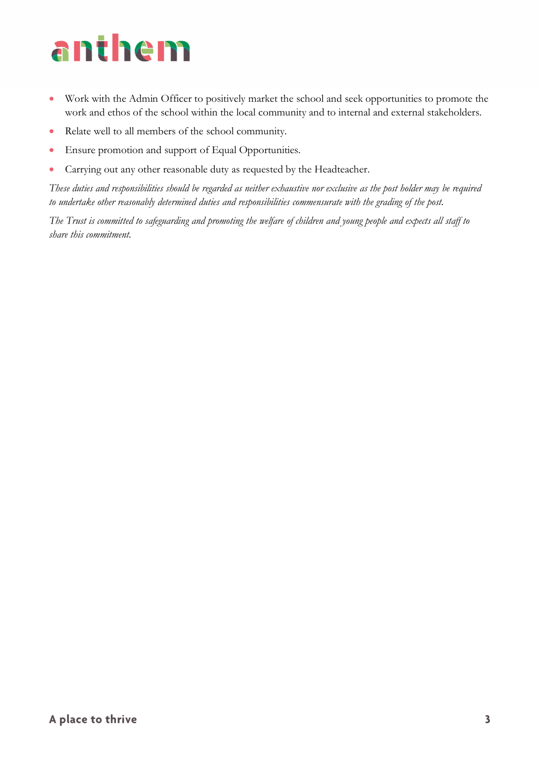- Work with the Admin Officer to positively market the school and seek opportunities to promote the work and ethos of the school within the local community and to internal and external stakeholders.
- Relate well to all members of the school community.
- Ensure promotion and support of Equal Opportunities.
- Carrying out any other reasonable duty as requested by the Headteacher.

*These duties and responsibilities should be regarded as neither exhaustive nor exclusive as the post holder may be required to undertake other reasonably determined duties and responsibilities commensurate with the grading of the post.*

*The Trust is committed to safeguarding and promoting the welfare of children and young people and expects all staff to share this commitment.*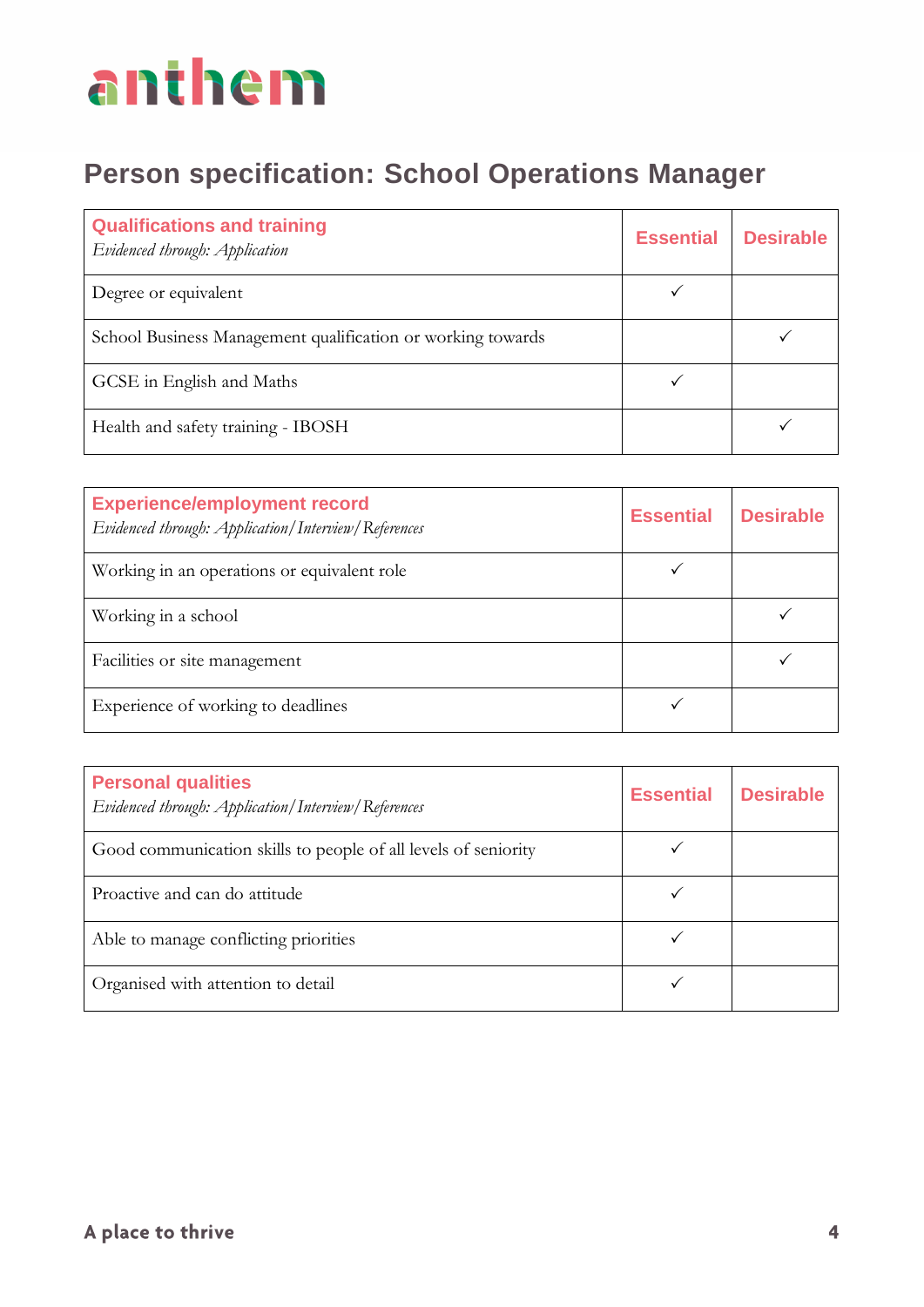anthem

# Person specification: School Operations Manager

| **Qualifications and training**<br>*Evidenced through: Application* | **Essential** | **Desirable** |
|---|---|---|
| Degree or equivalent | ✓ | |
| School Business Management qualification or working towards | | ✓ |
| GCSE in English and Maths | ✓ | |
| Health and safety training - IBOSH | | ✓ |

| **Experience/employment record**<br>*Evidenced through: Application/Interview/References* | **Essential** | **Desirable** |
|---|---|---|
| Working in an operations or equivalent role | ✓ | |
| Working in a school | | ✓ |
| Facilities or site management | | ✓ |
| Experience of working to deadlines | ✓ | |

| **Personal qualities**<br>*Evidenced through: Application/Interview/References* | **Essential** | **Desirable** |
|---|---|---|
| Good communication skills to people of all levels of seniority | ✓ | |
| Proactive and can do attitude | ✓ | |
| Able to manage conflicting priorities | ✓ | |
| Organised with attention to detail | ✓ | |

**A place to thrive**